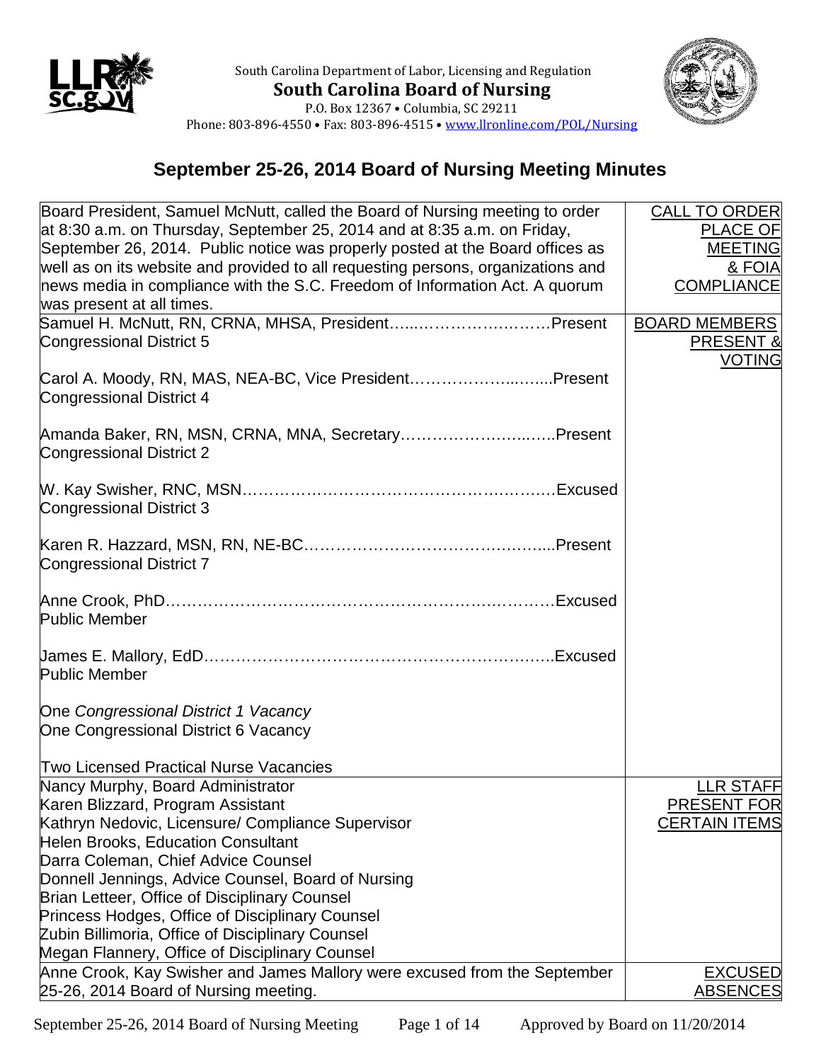South Carolina Department of Labor, Licensing and Regulation

**South Carolina Board of Nursing**

P.O. Box 12367 • Columbia, SC 29211

Phone: 803-896-4550 • Fax: 803-896-4515 • www.llronline.com/POL/Nursing

# September 25-26, 2014 Board of Nursing Meeting Minutes

| | |
|---|---|
| Board President, Samuel McNutt, called the Board of Nursing meeting to order at 8:30 a.m. on Thursday, September 25, 2014 and at 8:35 a.m. on Friday, September 26, 2014. Public notice was properly posted at the Board offices as well as on its website and provided to all requesting persons, organizations and news media in compliance with the S.C. Freedom of Information Act. A quorum was present at all times. | CALL TO ORDER PLACE OF MEETING & FOIA COMPLIANCE |
| Samuel H. McNutt, RN, CRNA, MHSA, President……..…………….………Present<br>Congressional District 5<br><br>Carol A. Moody, RN, MAS, NEA-BC, Vice President………….……...…....Present<br>Congressional District 4<br><br>Amanda Baker, RN, MSN, CRNA, MNA, Secretary…………………..…..Present<br>Congressional District 2<br><br>W. Kay Swisher, RNC, MSN…………………………………….…….……Excused<br>Congressional District 3<br><br>Karen R. Hazzard, MSN, RN, NE-BC……………………………….……....Present<br>Congressional District 7<br><br>Anne Crook, PhD..……………………….……………….……….…………Excused<br>Public Member<br><br>James E. Mallory, EdD………………………..……………….…….……….Excused<br>Public Member<br><br>One *Congressional District 1 Vacancy*<br>One Congressional District 6 Vacancy<br><br>Two Licensed Practical Nurse Vacancies | BOARD MEMBERS PRESENT & VOTING |
| Nancy Murphy, Board Administrator<br>Karen Blizzard, Program Assistant<br>Kathryn Nedovic, Licensure/ Compliance Supervisor<br>Helen Brooks, Education Consultant<br>Darra Coleman, Chief Advice Counsel<br>Donnell Jennings, Advice Counsel, Board of Nursing<br>Brian Letteer, Office of Disciplinary Counsel<br>Princess Hodges, Office of Disciplinary Counsel<br>Zubin Billimoria, Office of Disciplinary Counsel<br>Megan Flannery, Office of Disciplinary Counsel | LLR STAFF PRESENT FOR CERTAIN ITEMS |
| Anne Crook, Kay Swisher and James Mallory were excused from the September 25-26, 2014 Board of Nursing meeting. | EXCUSED ABSENCES |

Approved by Board on 11/20/2014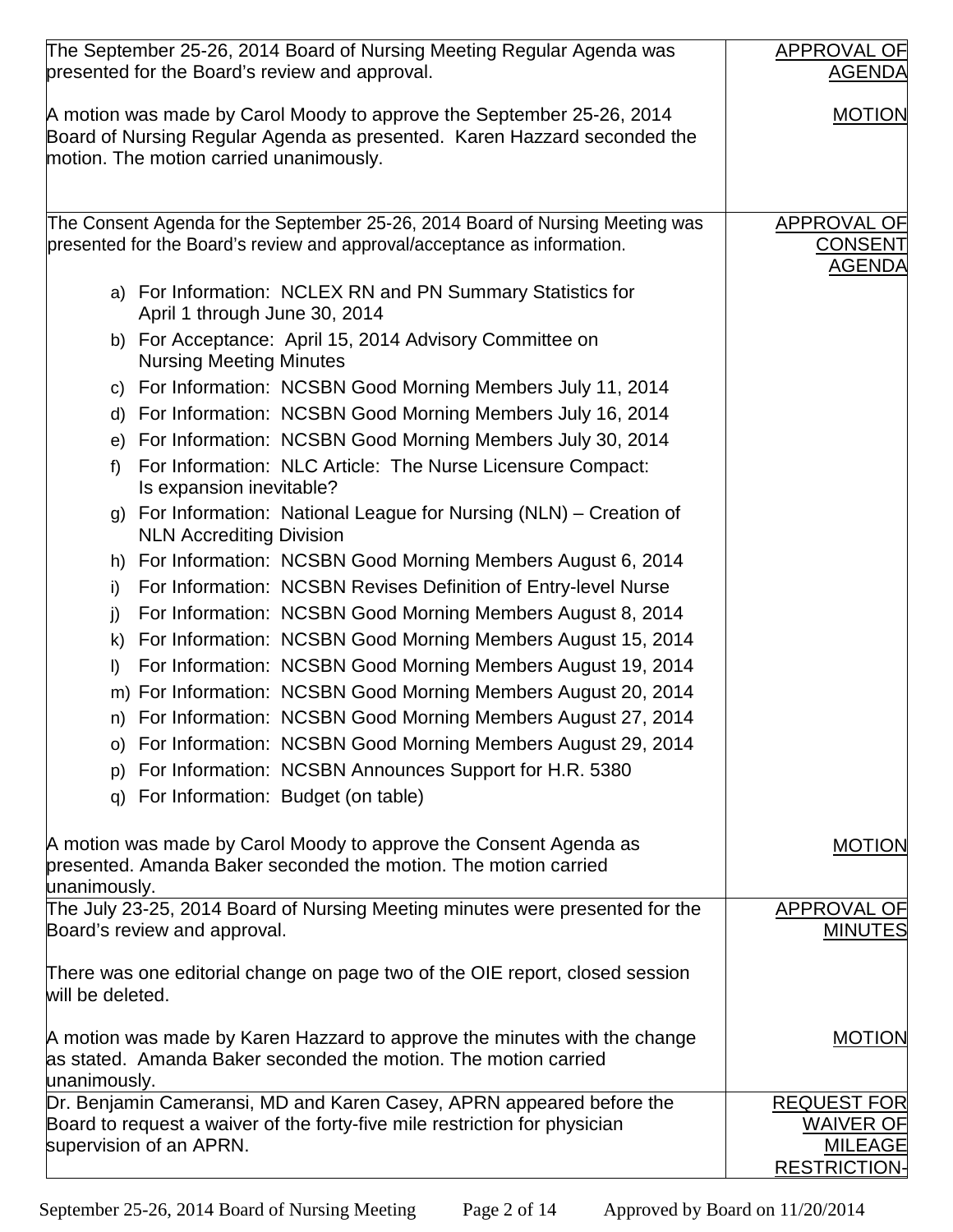| | |
|---|---|
| The September 25-26, 2014 Board of Nursing Meeting Regular Agenda was presented for the Board's review and approval.<br><br>A motion was made by Carol Moody to approve the September 25-26, 2014 Board of Nursing Regular Agenda as presented. Karen Hazzard seconded the motion. The motion carried unanimously. | APPROVAL OF AGENDA<br><br>MOTION |
| The Consent Agenda for the September 25-26, 2014 Board of Nursing Meeting was presented for the Board's review and approval/acceptance as information.<br><br>a) For Information: NCLEX RN and PN Summary Statistics for April 1 through June 30, 2014<br>b) For Acceptance: April 15, 2014 Advisory Committee on Nursing Meeting Minutes<br>c) For Information: NCSBN Good Morning Members July 11, 2014<br>d) For Information: NCSBN Good Morning Members July 16, 2014<br>e) For Information: NCSBN Good Morning Members July 30, 2014<br>f) For Information: NLC Article: The Nurse Licensure Compact: Is expansion inevitable?<br>g) For Information: National League for Nursing (NLN) – Creation of NLN Accrediting Division<br>h) For Information: NCSBN Good Morning Members August 6, 2014<br>i) For Information: NCSBN Revises Definition of Entry-level Nurse<br>j) For Information: NCSBN Good Morning Members August 8, 2014<br>k) For Information: NCSBN Good Morning Members August 15, 2014<br>l) For Information: NCSBN Good Morning Members August 19, 2014<br>m) For Information: NCSBN Good Morning Members August 20, 2014<br>n) For Information: NCSBN Good Morning Members August 27, 2014<br>o) For Information: NCSBN Good Morning Members August 29, 2014<br>p) For Information: NCSBN Announces Support for H.R. 5380<br>q) For Information: Budget (on table)<br><br>A motion was made by Carol Moody to approve the Consent Agenda as presented. Amanda Baker seconded the motion. The motion carried unanimously. | APPROVAL OF CONSENT AGENDA<br><br>MOTION |
| The July 23-25, 2014 Board of Nursing Meeting minutes were presented for the Board's review and approval.<br><br>There was one editorial change on page two of the OIE report, closed session will be deleted.<br><br>A motion was made by Karen Hazzard to approve the minutes with the change as stated. Amanda Baker seconded the motion. The motion carried unanimously. | APPROVAL OF MINUTES<br><br>MOTION |
| Dr. Benjamin Cameransi, MD and Karen Casey, APRN appeared before the Board to request a waiver of the forty-five mile restriction for physician supervision of an APRN. | REQUEST FOR WAIVER OF MILEAGE RESTRICTION- |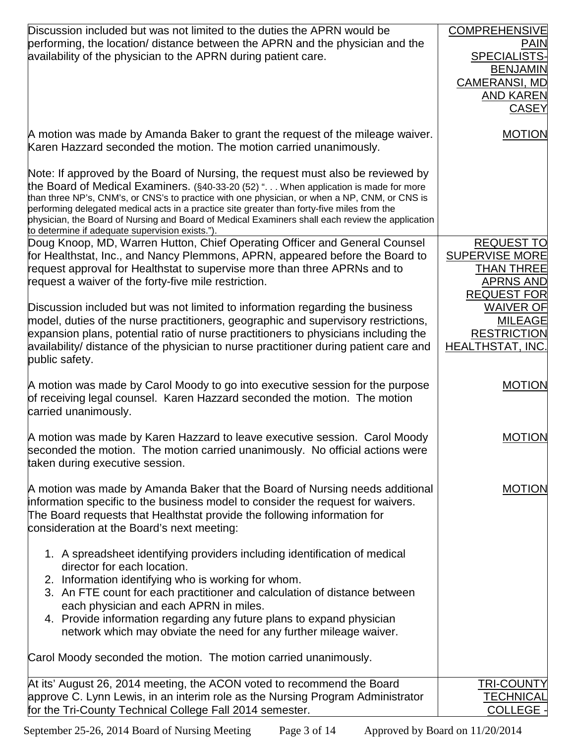| | |
|---|---|
| Discussion included but was not limited to the duties the APRN would be performing, the location/ distance between the APRN and the physician and the availability of the physician to the APRN during patient care. | COMPREHENSIVE PAIN SPECIALISTS- BENJAMIN CAMERANSI, MD AND KAREN CASEY |
| A motion was made by Amanda Baker to grant the request of the mileage waiver. Karen Hazzard seconded the motion. The motion carried unanimously. | MOTION |
| Note: If approved by the Board of Nursing, the request must also be reviewed by the Board of Medical Examiners. (§40-33-20 (52) ". . . When application is made for more than three NP's, CNM's, or CNS's to practice with one physician, or when a NP, CNM, or CNS is performing delegated medical acts in a practice site greater than forty-five miles from the physician, the Board of Nursing and Board of Medical Examiners shall each review the application to determine if adequate supervision exists."). | |
| Doug Knoop, MD, Warren Hutton, Chief Operating Officer and General Counsel for Healthstat, Inc., and Nancy Plemmons, APRN, appeared before the Board to request approval for Healthstat to supervise more than three APRNs and to request a waiver of the forty-five mile restriction.<br><br>Discussion included but was not limited to information regarding the business model, duties of the nurse practitioners, geographic and supervisory restrictions, expansion plans, potential ratio of nurse practitioners to physicians including the availability/ distance of the physician to nurse practitioner during patient care and public safety. | REQUEST TO SUPERVISE MORE THAN THREE APRNS AND REQUEST FOR WAIVER OF MILEAGE RESTRICTION HEALTHSTAT, INC. |
| A motion was made by Carol Moody to go into executive session for the purpose of receiving legal counsel. Karen Hazzard seconded the motion. The motion carried unanimously. | MOTION |
| A motion was made by Karen Hazzard to leave executive session. Carol Moody seconded the motion. The motion carried unanimously. No official actions were taken during executive session. | MOTION |
| A motion was made by Amanda Baker that the Board of Nursing needs additional information specific to the business model to consider the request for waivers. The Board requests that Healthstat provide the following information for consideration at the Board's next meeting:<br><br>1. A spreadsheet identifying providers including identification of medical director for each location.<br>2. Information identifying who is working for whom.<br>3. An FTE count for each practitioner and calculation of distance between each physician and each APRN in miles.<br>4. Provide information regarding any future plans to expand physician network which may obviate the need for any further mileage waiver.<br><br>Carol Moody seconded the motion. The motion carried unanimously. | MOTION |
| At its' August 26, 2014 meeting, the ACON voted to recommend the Board approve C. Lynn Lewis, in an interim role as the Nursing Program Administrator for the Tri-County Technical College Fall 2014 semester. | TRI-COUNTY TECHNICAL COLLEGE - |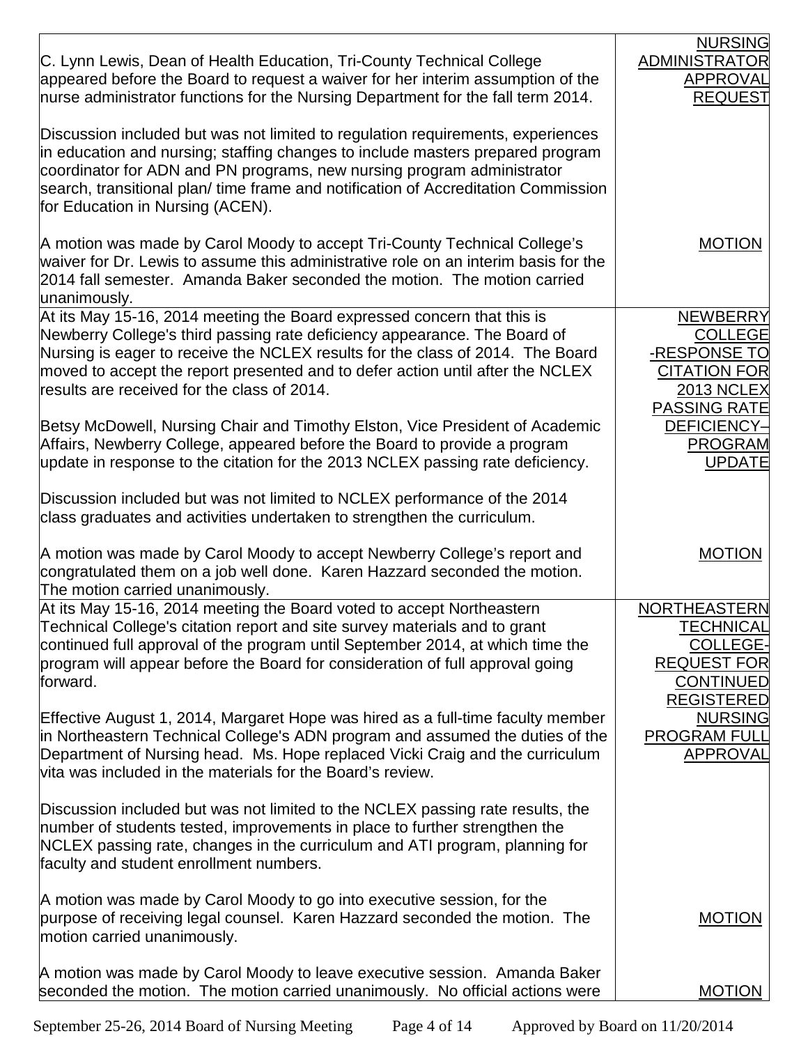| | |
|---|---|
| C. Lynn Lewis, Dean of Health Education, Tri-County Technical College appeared before the Board to request a waiver for her interim assumption of the nurse administrator functions for the Nursing Department for the fall term 2014.<br><br>Discussion included but was not limited to regulation requirements, experiences in education and nursing; staffing changes to include masters prepared program coordinator for ADN and PN programs, new nursing program administrator search, transitional plan/ time frame and notification of Accreditation Commission for Education in Nursing (ACEN).<br><br>A motion was made by Carol Moody to accept Tri-County Technical College's waiver for Dr. Lewis to assume this administrative role on an interim basis for the 2014 fall semester. Amanda Baker seconded the motion. The motion carried unanimously. | NURSING ADMINISTRATOR APPROVAL REQUEST<br><br>MOTION |
| At its May 15-16, 2014 meeting the Board expressed concern that this is Newberry College's third passing rate deficiency appearance. The Board of Nursing is eager to receive the NCLEX results for the class of 2014. The Board moved to accept the report presented and to defer action until after the NCLEX results are received for the class of 2014.<br><br>Betsy McDowell, Nursing Chair and Timothy Elston, Vice President of Academic Affairs, Newberry College, appeared before the Board to provide a program update in response to the citation for the 2013 NCLEX passing rate deficiency.<br><br>Discussion included but was not limited to NCLEX performance of the 2014 class graduates and activities undertaken to strengthen the curriculum.<br><br>A motion was made by Carol Moody to accept Newberry College's report and congratulated them on a job well done. Karen Hazzard seconded the motion. The motion carried unanimously. | NEWBERRY COLLEGE -RESPONSE TO CITATION FOR 2013 NCLEX PASSING RATE DEFICIENCY– PROGRAM UPDATE<br><br>MOTION |
| At its May 15-16, 2014 meeting the Board voted to accept Northeastern Technical College's citation report and site survey materials and to grant continued full approval of the program until September 2014, at which time the program will appear before the Board for consideration of full approval going forward.<br><br>Effective August 1, 2014, Margaret Hope was hired as a full-time faculty member in Northeastern Technical College's ADN program and assumed the duties of the Department of Nursing head. Ms. Hope replaced Vicki Craig and the curriculum vita was included in the materials for the Board's review.<br><br>Discussion included but was not limited to the NCLEX passing rate results, the number of students tested, improvements in place to further strengthen the NCLEX passing rate, changes in the curriculum and ATI program, planning for faculty and student enrollment numbers.<br><br>A motion was made by Carol Moody to go into executive session, for the purpose of receiving legal counsel. Karen Hazzard seconded the motion. The motion carried unanimously.<br><br>A motion was made by Carol Moody to leave executive session. Amanda Baker seconded the motion. The motion carried unanimously. No official actions were | NORTHEASTERN TECHNICAL COLLEGE-REQUEST FOR CONTINUED REGISTERED NURSING PROGRAM FULL APPROVAL<br><br>MOTION<br><br>MOTION |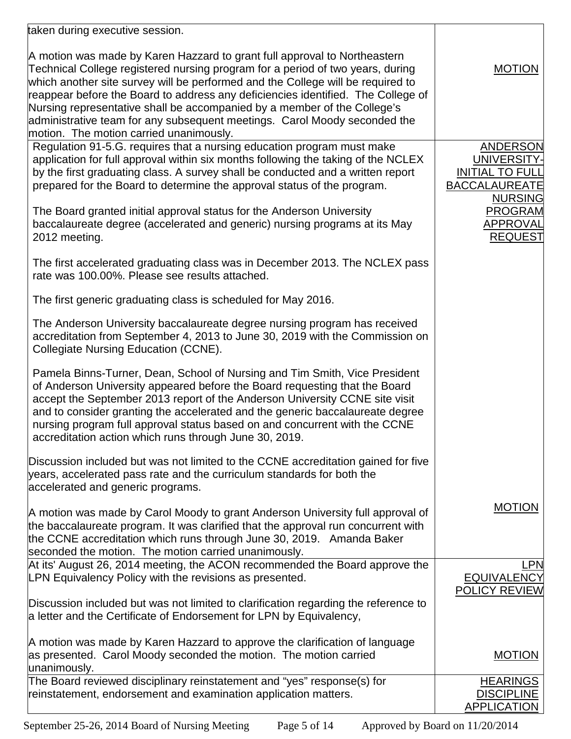| | |
|---|---|
| taken during executive session.<br><br>A motion was made by Karen Hazzard to grant full approval to Northeastern Technical College registered nursing program for a period of two years, during which another site survey will be performed and the College will be required to reappear before the Board to address any deficiencies identified. The College of Nursing representative shall be accompanied by a member of the College's administrative team for any subsequent meetings. Carol Moody seconded the motion. The motion carried unanimously. | MOTION |
| Regulation 91-5.G. requires that a nursing education program must make application for full approval within six months following the taking of the NCLEX by the first graduating class. A survey shall be conducted and a written report prepared for the Board to determine the approval status of the program.<br><br>The Board granted initial approval status for the Anderson University baccalaureate degree (accelerated and generic) nursing programs at its May 2012 meeting.<br><br>The first accelerated graduating class was in December 2013. The NCLEX pass rate was 100.00%. Please see results attached.<br><br>The first generic graduating class is scheduled for May 2016.<br><br>The Anderson University baccalaureate degree nursing program has received accreditation from September 4, 2013 to June 30, 2019 with the Commission on Collegiate Nursing Education (CCNE).<br><br>Pamela Binns-Turner, Dean, School of Nursing and Tim Smith, Vice President of Anderson University appeared before the Board requesting that the Board accept the September 2013 report of the Anderson University CCNE site visit and to consider granting the accelerated and the generic baccalaureate degree nursing program full approval status based on and concurrent with the CCNE accreditation action which runs through June 30, 2019.<br><br>Discussion included but was not limited to the CCNE accreditation gained for five years, accelerated pass rate and the curriculum standards for both the accelerated and generic programs.<br><br>A motion was made by Carol Moody to grant Anderson University full approval of the baccalaureate program. It was clarified that the approval run concurrent with the CCNE accreditation which runs through June 30, 2019. Amanda Baker seconded the motion. The motion carried unanimously. | ANDERSON UNIVERSITY-INITIAL TO FULL BACCALAUREATE NURSING PROGRAM APPROVAL REQUEST<br><br>MOTION |
| At its' August 26, 2014 meeting, the ACON recommended the Board approve the LPN Equivalency Policy with the revisions as presented.<br><br>Discussion included but was not limited to clarification regarding the reference to a letter and the Certificate of Endorsement for LPN by Equivalency,<br><br>A motion was made by Karen Hazzard to approve the clarification of language as presented. Carol Moody seconded the motion. The motion carried unanimously. | LPN EQUIVALENCY POLICY REVIEW<br><br>MOTION |
| The Board reviewed disciplinary reinstatement and "yes" response(s) for reinstatement, endorsement and examination application matters. | HEARINGS DISCIPLINE APPLICATION |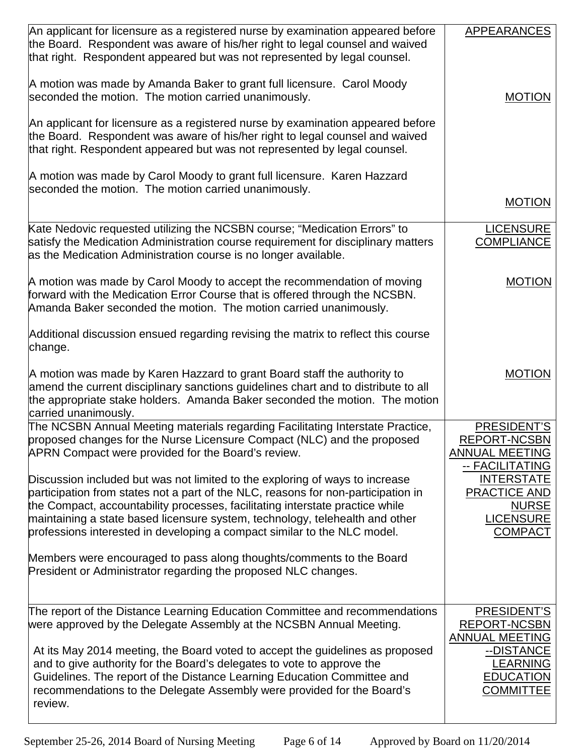| | |
|---|---|
| An applicant for licensure as a registered nurse by examination appeared before the Board. Respondent was aware of his/her right to legal counsel and waived that right. Respondent appeared but was not represented by legal counsel.<br><br>A motion was made by Amanda Baker to grant full licensure. Carol Moody seconded the motion. The motion carried unanimously.<br><br>An applicant for licensure as a registered nurse by examination appeared before the Board. Respondent was aware of his/her right to legal counsel and waived that right. Respondent appeared but was not represented by legal counsel.<br><br>A motion was made by Carol Moody to grant full licensure. Karen Hazzard seconded the motion. The motion carried unanimously. | <u>APPEARANCES</u><br><br><u>MOTION</u><br><br><u>MOTION</u> |
| Kate Nedovic requested utilizing the NCSBN course; "Medication Errors" to satisfy the Medication Administration course requirement for disciplinary matters as the Medication Administration course is no longer available.<br><br>A motion was made by Carol Moody to accept the recommendation of moving forward with the Medication Error Course that is offered through the NCSBN. Amanda Baker seconded the motion. The motion carried unanimously.<br><br>Additional discussion ensued regarding revising the matrix to reflect this course change.<br><br>A motion was made by Karen Hazzard to grant Board staff the authority to amend the current disciplinary sanctions guidelines chart and to distribute to all the appropriate stake holders. Amanda Baker seconded the motion. The motion carried unanimously. | <u>LICENSURE COMPLIANCE</u><br><br><u>MOTION</u><br><br><u>MOTION</u> |
| The NCSBN Annual Meeting materials regarding Facilitating Interstate Practice, proposed changes for the Nurse Licensure Compact (NLC) and the proposed APRN Compact were provided for the Board's review.<br><br>Discussion included but was not limited to the exploring of ways to increase participation from states not a part of the NLC, reasons for non-participation in the Compact, accountability processes, facilitating interstate practice while maintaining a state based licensure system, technology, telehealth and other professions interested in developing a compact similar to the NLC model.<br><br>Members were encouraged to pass along thoughts/comments to the Board President or Administrator regarding the proposed NLC changes. | <u>PRESIDENT'S REPORT-NCSBN ANNUAL MEETING -- FACILITATING INTERSTATE PRACTICE AND NURSE LICENSURE COMPACT</u> |
| The report of the Distance Learning Education Committee and recommendations were approved by the Delegate Assembly at the NCSBN Annual Meeting.<br><br>At its May 2014 meeting, the Board voted to accept the guidelines as proposed and to give authority for the Board's delegates to vote to approve the Guidelines. The report of the Distance Learning Education Committee and recommendations to the Delegate Assembly were provided for the Board's review. | <u>PRESIDENT'S REPORT-NCSBN ANNUAL MEETING --DISTANCE LEARNING EDUCATION COMMITTEE</u> |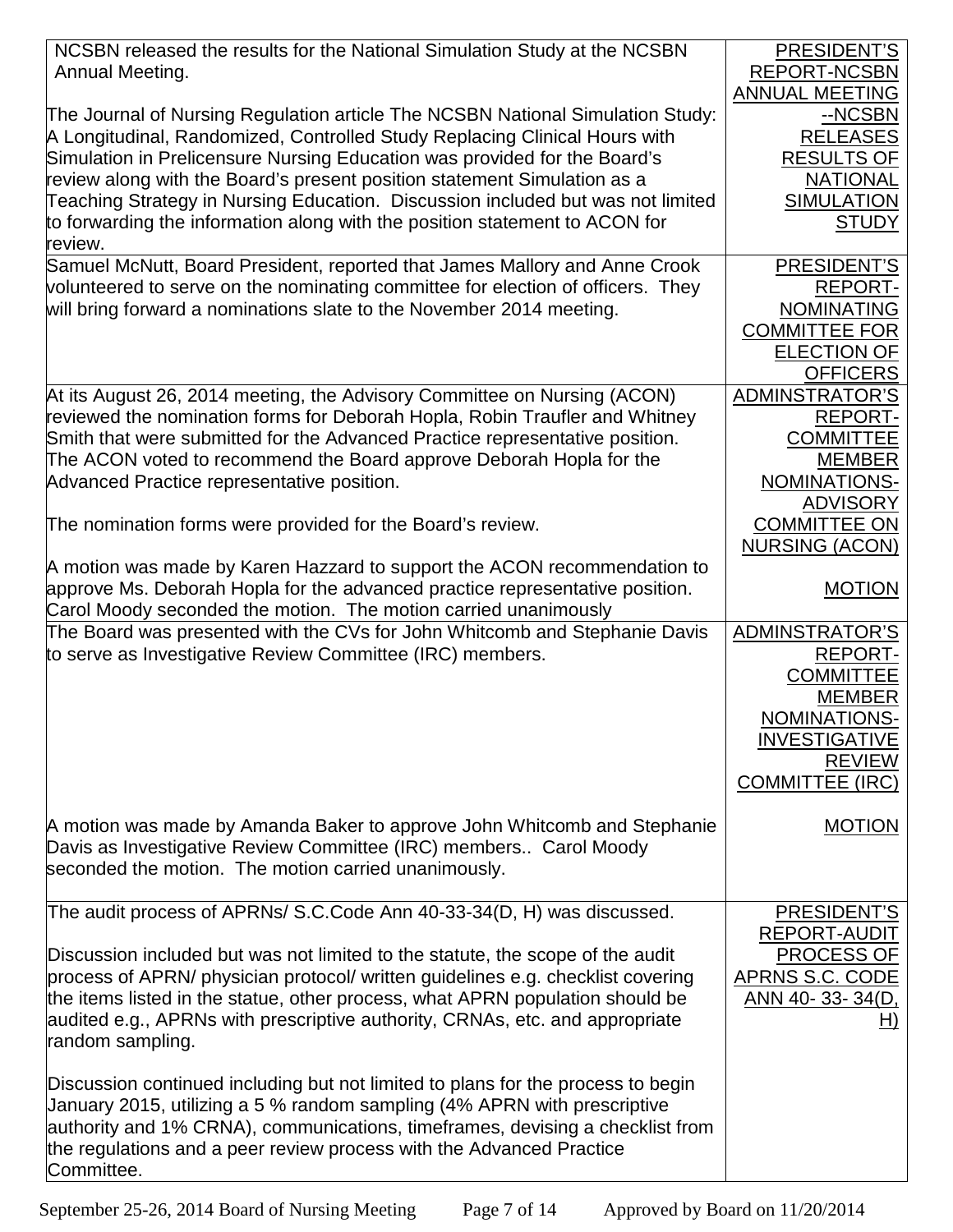| | |
|---|---|
| NCSBN released the results for the National Simulation Study at the NCSBN Annual Meeting.<br><br>The Journal of Nursing Regulation article The NCSBN National Simulation Study: A Longitudinal, Randomized, Controlled Study Replacing Clinical Hours with Simulation in Prelicensure Nursing Education was provided for the Board's review along with the Board's present position statement Simulation as a Teaching Strategy in Nursing Education. Discussion included but was not limited to forwarding the information along with the position statement to ACON for review. | PRESIDENT'S REPORT-NCSBN ANNUAL MEETING --NCSBN RELEASES RESULTS OF NATIONAL SIMULATION STUDY |
| Samuel McNutt, Board President, reported that James Mallory and Anne Crook volunteered to serve on the nominating committee for election of officers. They will bring forward a nominations slate to the November 2014 meeting. | PRESIDENT'S REPORT-NOMINATING COMMITTEE FOR ELECTION OF OFFICERS |
| At its August 26, 2014 meeting, the Advisory Committee on Nursing (ACON) reviewed the nomination forms for Deborah Hopla, Robin Traufler and Whitney Smith that were submitted for the Advanced Practice representative position. The ACON voted to recommend the Board approve Deborah Hopla for the Advanced Practice representative position.<br><br>The nomination forms were provided for the Board's review. | ADMINSTRATOR'S REPORT-COMMITTEE MEMBER NOMINATIONS-ADVISORY COMMITTEE ON NURSING (ACON) |
| A motion was made by Karen Hazzard to support the ACON recommendation to approve Ms. Deborah Hopla for the advanced practice representative position. Carol Moody seconded the motion. The motion carried unanimously | MOTION |
| The Board was presented with the CVs for John Whitcomb and Stephanie Davis to serve as Investigative Review Committee (IRC) members. | ADMINSTRATOR'S REPORT-COMMITTEE MEMBER NOMINATIONS-INVESTIGATIVE REVIEW COMMITTEE (IRC) |
| A motion was made by Amanda Baker to approve John Whitcomb and Stephanie Davis as Investigative Review Committee (IRC) members.. Carol Moody seconded the motion. The motion carried unanimously. | MOTION |
| The audit process of APRNs/ S.C.Code Ann 40-33-34(D, H) was discussed.<br><br>Discussion included but was not limited to the statute, the scope of the audit process of APRN/ physician protocol/ written guidelines e.g. checklist covering the items listed in the statue, other process, what APRN population should be audited e.g., APRNs with prescriptive authority, CRNAs, etc. and appropriate random sampling.<br><br>Discussion continued including but not limited to plans for the process to begin January 2015, utilizing a 5 % random sampling (4% APRN with prescriptive authority and 1% CRNA), communications, timeframes, devising a checklist from the regulations and a peer review process with the Advanced Practice Committee. | PRESIDENT'S REPORT-AUDIT PROCESS OF APRNS S.C. CODE ANN 40- 33- 34(D, H) |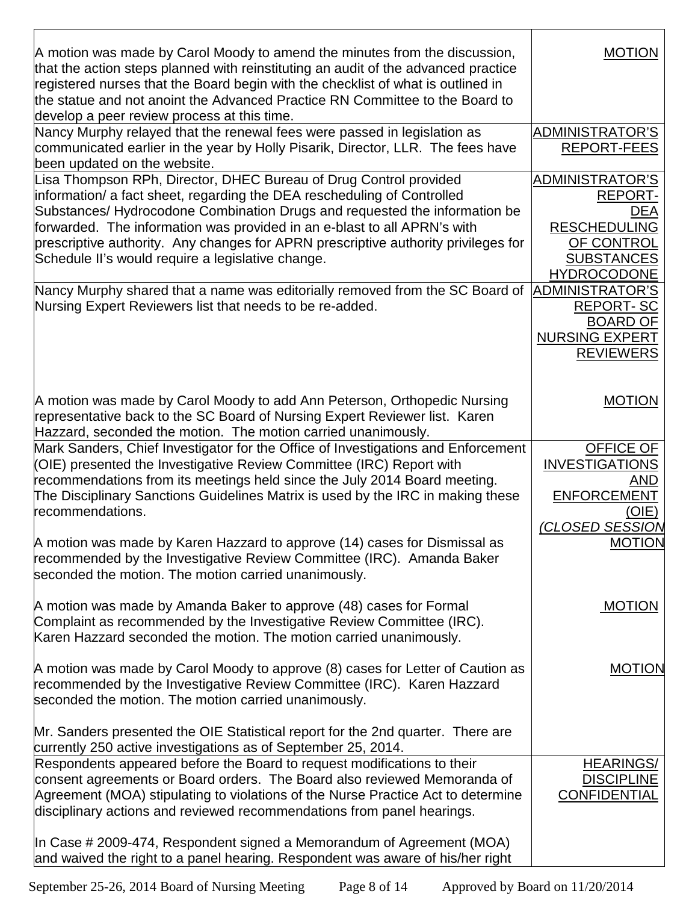| | |
|---|---|
| A motion was made by Carol Moody to amend the minutes from the discussion, that the action steps planned with reinstituting an audit of the advanced practice registered nurses that the Board begin with the checklist of what is outlined in the statue and not anoint the Advanced Practice RN Committee to the Board to develop a peer review process at this time. | MOTION |
| Nancy Murphy relayed that the renewal fees were passed in legislation as communicated earlier in the year by Holly Pisarik, Director, LLR. The fees have been updated on the website. | ADMINISTRATOR'S REPORT-FEES |
| Lisa Thompson RPh, Director, DHEC Bureau of Drug Control provided information/ a fact sheet, regarding the DEA rescheduling of Controlled Substances/ Hydrocodone Combination Drugs and requested the information be forwarded. The information was provided in an e-blast to all APRN's with prescriptive authority. Any changes for APRN prescriptive authority privileges for Schedule II's would require a legislative change. | ADMINISTRATOR'S REPORT-DEA RESCHEDULING OF CONTROL SUBSTANCES HYDROCODONE |
| Nancy Murphy shared that a name was editorially removed from the SC Board of Nursing Expert Reviewers list that needs to be re-added. | ADMINISTRATOR'S REPORT- SC BOARD OF NURSING EXPERT REVIEWERS |
| A motion was made by Carol Moody to add Ann Peterson, Orthopedic Nursing representative back to the SC Board of Nursing Expert Reviewer list. Karen Hazzard, seconded the motion. The motion carried unanimously. | MOTION |
| Mark Sanders, Chief Investigator for the Office of Investigations and Enforcement (OIE) presented the Investigative Review Committee (IRC) Report with recommendations from its meetings held since the July 2014 Board meeting. The Disciplinary Sanctions Guidelines Matrix is used by the IRC in making these recommendations. | OFFICE OF INVESTIGATIONS AND ENFORCEMENT (OIE) *(CLOSED SESSION* |
| A motion was made by Karen Hazzard to approve (14) cases for Dismissal as recommended by the Investigative Review Committee (IRC). Amanda Baker seconded the motion. The motion carried unanimously. | MOTION |
| A motion was made by Amanda Baker to approve (48) cases for Formal Complaint as recommended by the Investigative Review Committee (IRC). Karen Hazzard seconded the motion. The motion carried unanimously. | MOTION |
| A motion was made by Carol Moody to approve (8) cases for Letter of Caution as recommended by the Investigative Review Committee (IRC). Karen Hazzard seconded the motion. The motion carried unanimously. | MOTION |
| Mr. Sanders presented the OIE Statistical report for the 2nd quarter. There are currently 250 active investigations as of September 25, 2014. | |
| Respondents appeared before the Board to request modifications to their consent agreements or Board orders. The Board also reviewed Memoranda of Agreement (MOA) stipulating to violations of the Nurse Practice Act to determine disciplinary actions and reviewed recommendations from panel hearings.<br><br>In Case # 2009-474, Respondent signed a Memorandum of Agreement (MOA) and waived the right to a panel hearing. Respondent was aware of his/her right | HEARINGS/ DISCIPLINE CONFIDENTIAL |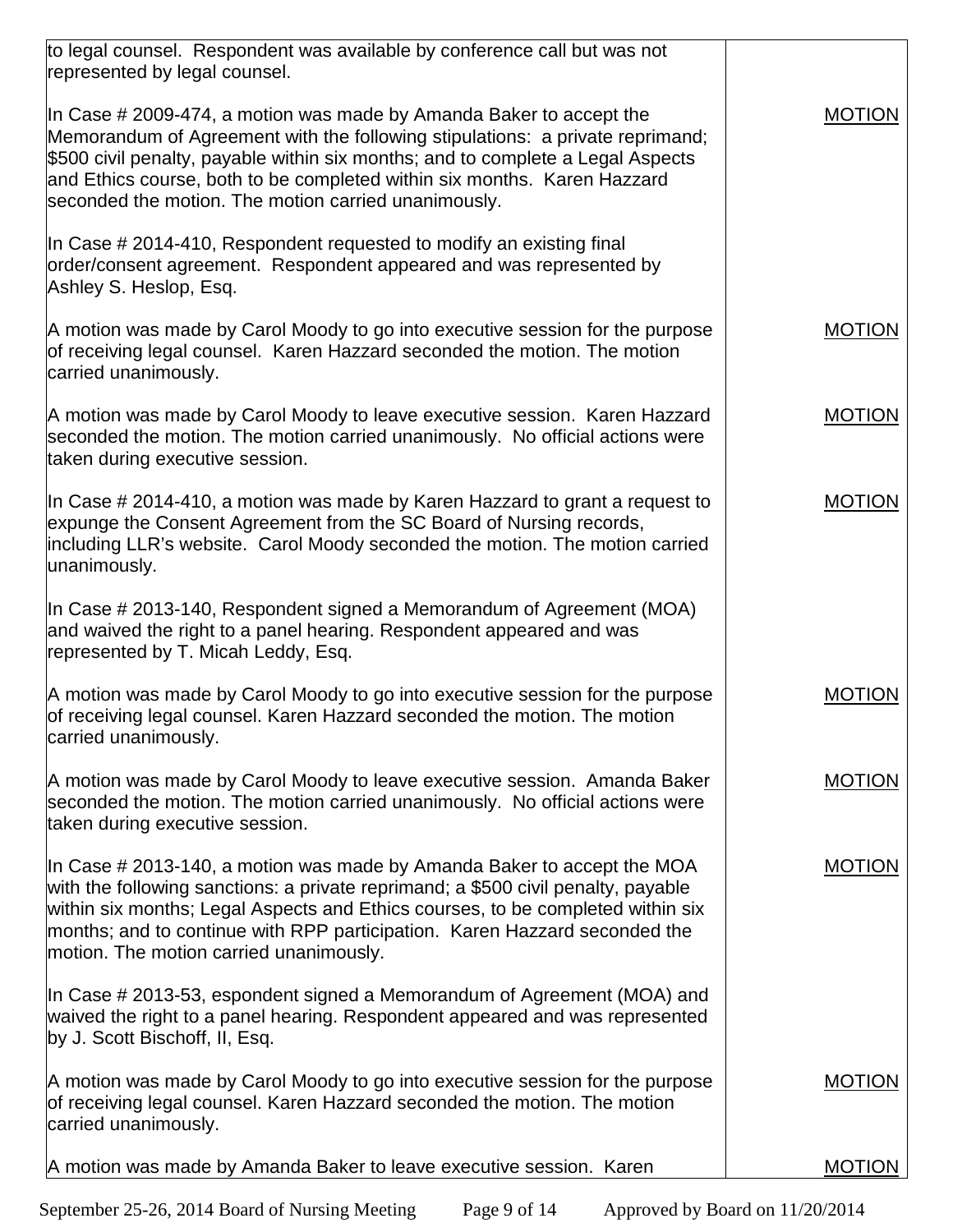| | |
|---|---|
| to legal counsel. Respondent was available by conference call but was not represented by legal counsel. | |
| In Case # 2009-474, a motion was made by Amanda Baker to accept the Memorandum of Agreement with the following stipulations: a private reprimand; $500 civil penalty, payable within six months; and to complete a Legal Aspects and Ethics course, both to be completed within six months. Karen Hazzard seconded the motion. The motion carried unanimously. | MOTION |
| In Case # 2014-410, Respondent requested to modify an existing final order/consent agreement. Respondent appeared and was represented by Ashley S. Heslop, Esq. | |
| A motion was made by Carol Moody to go into executive session for the purpose of receiving legal counsel. Karen Hazzard seconded the motion. The motion carried unanimously. | MOTION |
| A motion was made by Carol Moody to leave executive session. Karen Hazzard seconded the motion. The motion carried unanimously. No official actions were taken during executive session. | MOTION |
| In Case # 2014-410, a motion was made by Karen Hazzard to grant a request to expunge the Consent Agreement from the SC Board of Nursing records, including LLR's website. Carol Moody seconded the motion. The motion carried unanimously. | MOTION |
| In Case # 2013-140, Respondent signed a Memorandum of Agreement (MOA) and waived the right to a panel hearing. Respondent appeared and was represented by T. Micah Leddy, Esq. | |
| A motion was made by Carol Moody to go into executive session for the purpose of receiving legal counsel. Karen Hazzard seconded the motion. The motion carried unanimously. | MOTION |
| A motion was made by Carol Moody to leave executive session. Amanda Baker seconded the motion. The motion carried unanimously. No official actions were taken during executive session. | MOTION |
| In Case # 2013-140, a motion was made by Amanda Baker to accept the MOA with the following sanctions: a private reprimand; a $500 civil penalty, payable within six months; Legal Aspects and Ethics courses, to be completed within six months; and to continue with RPP participation. Karen Hazzard seconded the motion. The motion carried unanimously. | MOTION |
| In Case # 2013-53, espondent signed a Memorandum of Agreement (MOA) and waived the right to a panel hearing. Respondent appeared and was represented by J. Scott Bischoff, II, Esq. | |
| A motion was made by Carol Moody to go into executive session for the purpose of receiving legal counsel. Karen Hazzard seconded the motion. The motion carried unanimously. | MOTION |
| A motion was made by Amanda Baker to leave executive session. Karen | MOTION |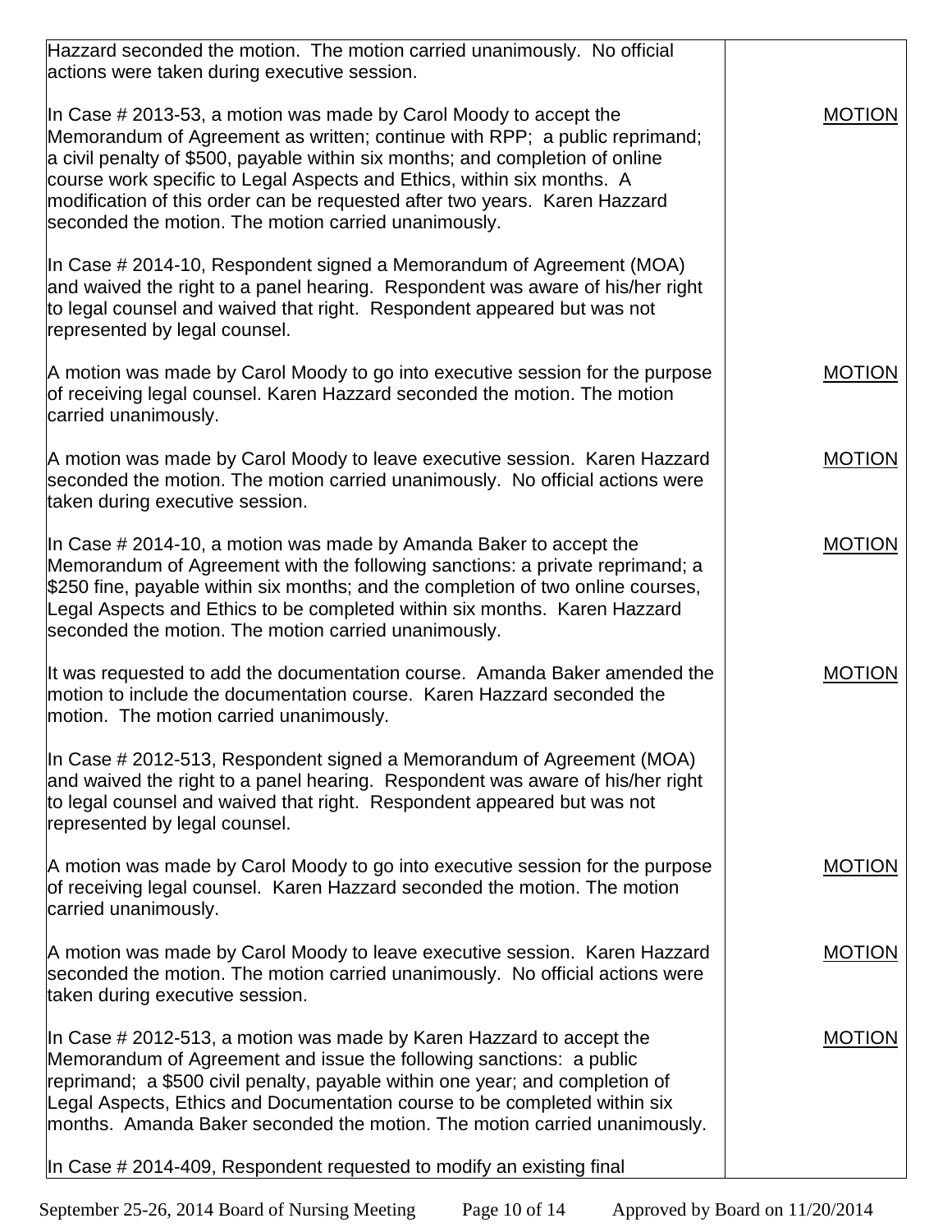| | |
|---|---|
| Hazzard seconded the motion. The motion carried unanimously. No official actions were taken during executive session. | |
| In Case # 2013-53, a motion was made by Carol Moody to accept the Memorandum of Agreement as written; continue with RPP; a public reprimand; a civil penalty of $500, payable within six months; and completion of online course work specific to Legal Aspects and Ethics, within six months. A modification of this order can be requested after two years. Karen Hazzard seconded the motion. The motion carried unanimously. | MOTION |
| In Case # 2014-10, Respondent signed a Memorandum of Agreement (MOA) and waived the right to a panel hearing. Respondent was aware of his/her right to legal counsel and waived that right. Respondent appeared but was not represented by legal counsel. | |
| A motion was made by Carol Moody to go into executive session for the purpose of receiving legal counsel. Karen Hazzard seconded the motion. The motion carried unanimously. | MOTION |
| A motion was made by Carol Moody to leave executive session. Karen Hazzard seconded the motion. The motion carried unanimously. No official actions were taken during executive session. | MOTION |
| In Case # 2014-10, a motion was made by Amanda Baker to accept the Memorandum of Agreement with the following sanctions: a private reprimand; a $250 fine, payable within six months; and the completion of two online courses, Legal Aspects and Ethics to be completed within six months. Karen Hazzard seconded the motion. The motion carried unanimously. | MOTION |
| It was requested to add the documentation course. Amanda Baker amended the motion to include the documentation course. Karen Hazzard seconded the motion. The motion carried unanimously. | MOTION |
| In Case # 2012-513, Respondent signed a Memorandum of Agreement (MOA) and waived the right to a panel hearing. Respondent was aware of his/her right to legal counsel and waived that right. Respondent appeared but was not represented by legal counsel. | |
| A motion was made by Carol Moody to go into executive session for the purpose of receiving legal counsel. Karen Hazzard seconded the motion. The motion carried unanimously. | MOTION |
| A motion was made by Carol Moody to leave executive session. Karen Hazzard seconded the motion. The motion carried unanimously. No official actions were taken during executive session. | MOTION |
| In Case # 2012-513, a motion was made by Karen Hazzard to accept the Memorandum of Agreement and issue the following sanctions: a public reprimand; a $500 civil penalty, payable within one year; and completion of Legal Aspects, Ethics and Documentation course to be completed within six months. Amanda Baker seconded the motion. The motion carried unanimously. | MOTION |
| In Case # 2014-409, Respondent requested to modify an existing final | |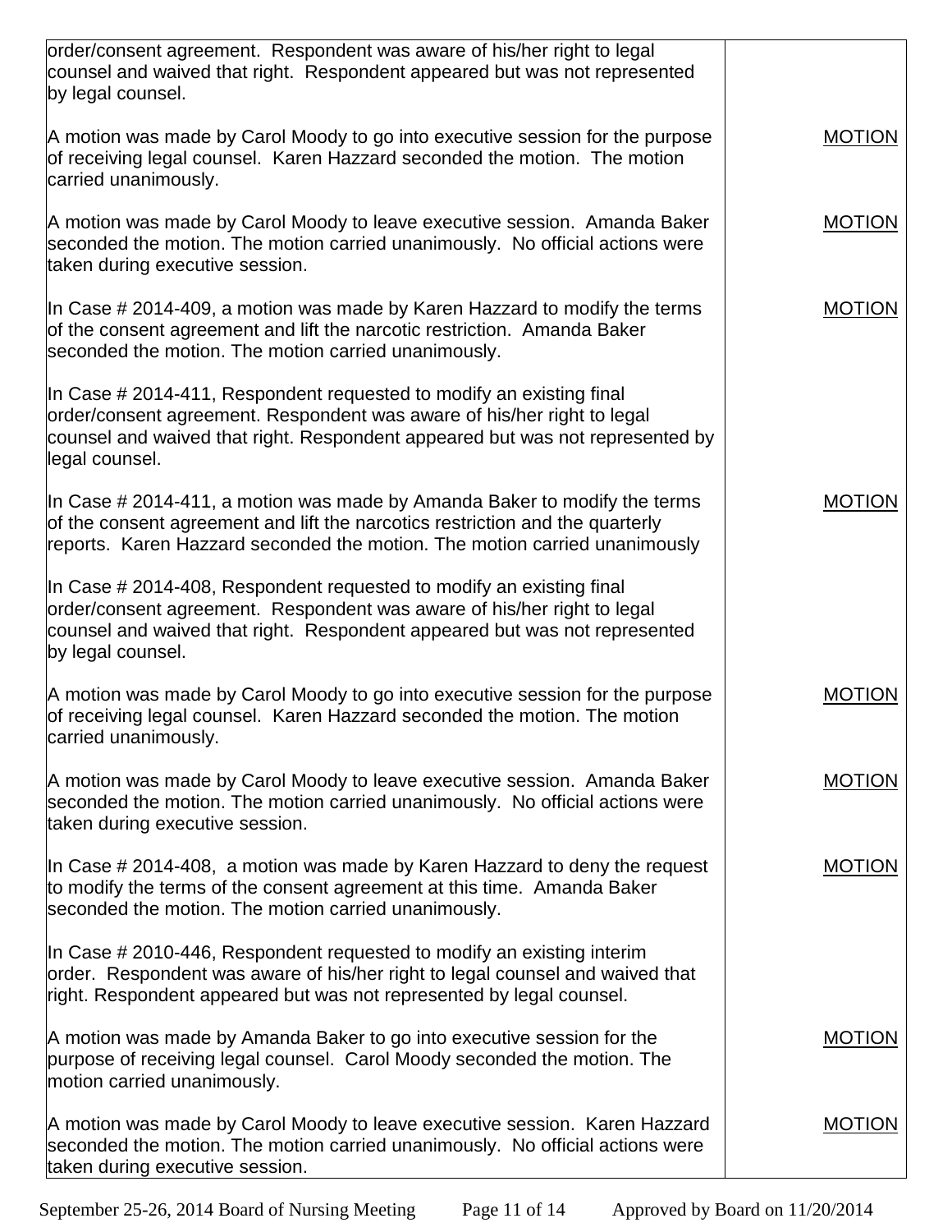| | |
|---|---|
| order/consent agreement. Respondent was aware of his/her right to legal counsel and waived that right. Respondent appeared but was not represented by legal counsel. | |
| A motion was made by Carol Moody to go into executive session for the purpose of receiving legal counsel. Karen Hazzard seconded the motion. The motion carried unanimously. | MOTION |
| A motion was made by Carol Moody to leave executive session. Amanda Baker seconded the motion. The motion carried unanimously. No official actions were taken during executive session. | MOTION |
| In Case # 2014-409, a motion was made by Karen Hazzard to modify the terms of the consent agreement and lift the narcotic restriction. Amanda Baker seconded the motion. The motion carried unanimously. | MOTION |
| In Case # 2014-411, Respondent requested to modify an existing final order/consent agreement. Respondent was aware of his/her right to legal counsel and waived that right. Respondent appeared but was not represented by legal counsel. | |
| In Case # 2014-411, a motion was made by Amanda Baker to modify the terms of the consent agreement and lift the narcotics restriction and the quarterly reports. Karen Hazzard seconded the motion. The motion carried unanimously | MOTION |
| In Case # 2014-408, Respondent requested to modify an existing final order/consent agreement. Respondent was aware of his/her right to legal counsel and waived that right. Respondent appeared but was not represented by legal counsel. | |
| A motion was made by Carol Moody to go into executive session for the purpose of receiving legal counsel. Karen Hazzard seconded the motion. The motion carried unanimously. | MOTION |
| A motion was made by Carol Moody to leave executive session. Amanda Baker seconded the motion. The motion carried unanimously. No official actions were taken during executive session. | MOTION |
| In Case # 2014-408, a motion was made by Karen Hazzard to deny the request to modify the terms of the consent agreement at this time. Amanda Baker seconded the motion. The motion carried unanimously. | MOTION |
| In Case # 2010-446, Respondent requested to modify an existing interim order. Respondent was aware of his/her right to legal counsel and waived that right. Respondent appeared but was not represented by legal counsel. | |
| A motion was made by Amanda Baker to go into executive session for the purpose of receiving legal counsel. Carol Moody seconded the motion. The motion carried unanimously. | MOTION |
| A motion was made by Carol Moody to leave executive session. Karen Hazzard seconded the motion. The motion carried unanimously. No official actions were taken during executive session. | MOTION |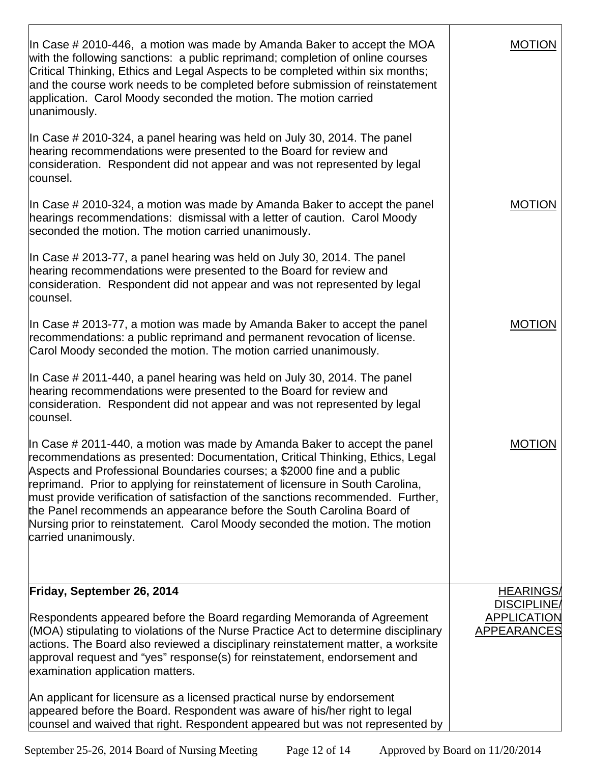| | |
|---|---|
| In Case # 2010-446, a motion was made by Amanda Baker to accept the MOA with the following sanctions: a public reprimand; completion of online courses Critical Thinking, Ethics and Legal Aspects to be completed within six months; and the course work needs to be completed before submission of reinstatement application. Carol Moody seconded the motion. The motion carried unanimously. | MOTION |
| In Case # 2010-324, a panel hearing was held on July 30, 2014. The panel hearing recommendations were presented to the Board for review and consideration. Respondent did not appear and was not represented by legal counsel. | |
| In Case # 2010-324, a motion was made by Amanda Baker to accept the panel hearings recommendations: dismissal with a letter of caution. Carol Moody seconded the motion. The motion carried unanimously. | MOTION |
| In Case # 2013-77, a panel hearing was held on July 30, 2014. The panel hearing recommendations were presented to the Board for review and consideration. Respondent did not appear and was not represented by legal counsel. | |
| In Case # 2013-77, a motion was made by Amanda Baker to accept the panel recommendations: a public reprimand and permanent revocation of license. Carol Moody seconded the motion. The motion carried unanimously. | MOTION |
| In Case # 2011-440, a panel hearing was held on July 30, 2014. The panel hearing recommendations were presented to the Board for review and consideration. Respondent did not appear and was not represented by legal counsel. | |
| In Case # 2011-440, a motion was made by Amanda Baker to accept the panel recommendations as presented: Documentation, Critical Thinking, Ethics, Legal Aspects and Professional Boundaries courses; a $2000 fine and a public reprimand. Prior to applying for reinstatement of licensure in South Carolina, must provide verification of satisfaction of the sanctions recommended. Further, the Panel recommends an appearance before the South Carolina Board of Nursing prior to reinstatement. Carol Moody seconded the motion. The motion carried unanimously. | MOTION |
| **Friday, September 26, 2014**<br><br>Respondents appeared before the Board regarding Memoranda of Agreement (MOA) stipulating to violations of the Nurse Practice Act to determine disciplinary actions. The Board also reviewed a disciplinary reinstatement matter, a worksite approval request and "yes" response(s) for reinstatement, endorsement and examination application matters.<br><br>An applicant for licensure as a licensed practical nurse by endorsement appeared before the Board. Respondent was aware of his/her right to legal counsel and waived that right. Respondent appeared but was not represented by | HEARINGS/ DISCIPLINE/ APPLICATION APPEARANCES |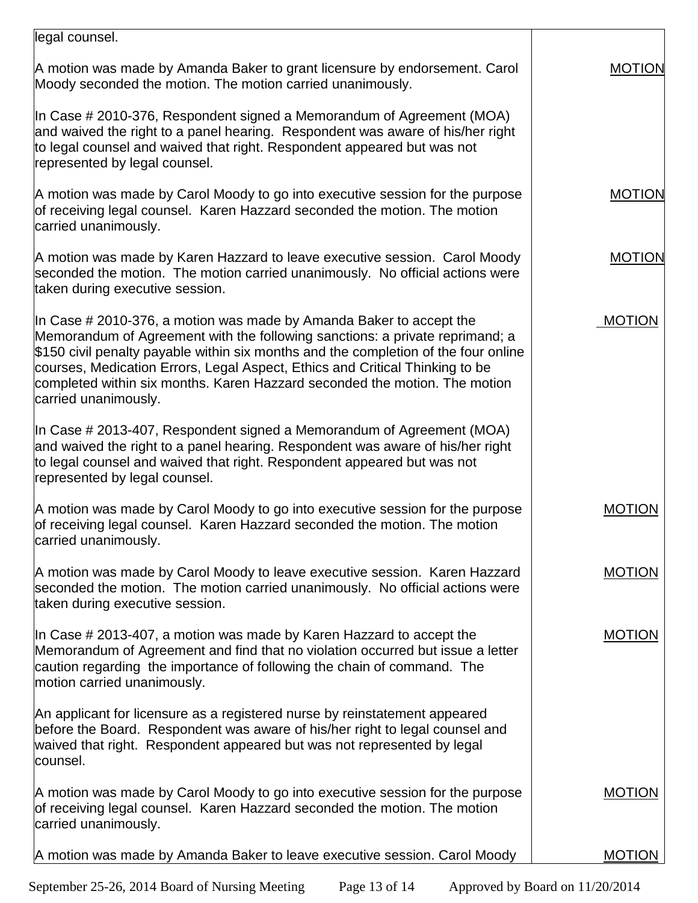| | |
|---|---|
| legal counsel. | |
| A motion was made by Amanda Baker to grant licensure by endorsement. Carol Moody seconded the motion. The motion carried unanimously. | MOTION |
| In Case # 2010-376, Respondent signed a Memorandum of Agreement (MOA) and waived the right to a panel hearing. Respondent was aware of his/her right to legal counsel and waived that right. Respondent appeared but was not represented by legal counsel. | |
| A motion was made by Carol Moody to go into executive session for the purpose of receiving legal counsel. Karen Hazzard seconded the motion. The motion carried unanimously. | MOTION |
| A motion was made by Karen Hazzard to leave executive session. Carol Moody seconded the motion. The motion carried unanimously. No official actions were taken during executive session. | MOTION |
| In Case # 2010-376, a motion was made by Amanda Baker to accept the Memorandum of Agreement with the following sanctions: a private reprimand; a $150 civil penalty payable within six months and the completion of the four online courses, Medication Errors, Legal Aspect, Ethics and Critical Thinking to be completed within six months. Karen Hazzard seconded the motion. The motion carried unanimously. | MOTION |
| In Case # 2013-407, Respondent signed a Memorandum of Agreement (MOA) and waived the right to a panel hearing. Respondent was aware of his/her right to legal counsel and waived that right. Respondent appeared but was not represented by legal counsel. | |
| A motion was made by Carol Moody to go into executive session for the purpose of receiving legal counsel. Karen Hazzard seconded the motion. The motion carried unanimously. | MOTION |
| A motion was made by Carol Moody to leave executive session. Karen Hazzard seconded the motion. The motion carried unanimously. No official actions were taken during executive session. | MOTION |
| In Case # 2013-407, a motion was made by Karen Hazzard to accept the Memorandum of Agreement and find that no violation occurred but issue a letter caution regarding the importance of following the chain of command. The motion carried unanimously. | MOTION |
| An applicant for licensure as a registered nurse by reinstatement appeared before the Board. Respondent was aware of his/her right to legal counsel and waived that right. Respondent appeared but was not represented by legal counsel. | |
| A motion was made by Carol Moody to go into executive session for the purpose of receiving legal counsel. Karen Hazzard seconded the motion. The motion carried unanimously. | MOTION |
| A motion was made by Amanda Baker to leave executive session. Carol Moody | MOTION |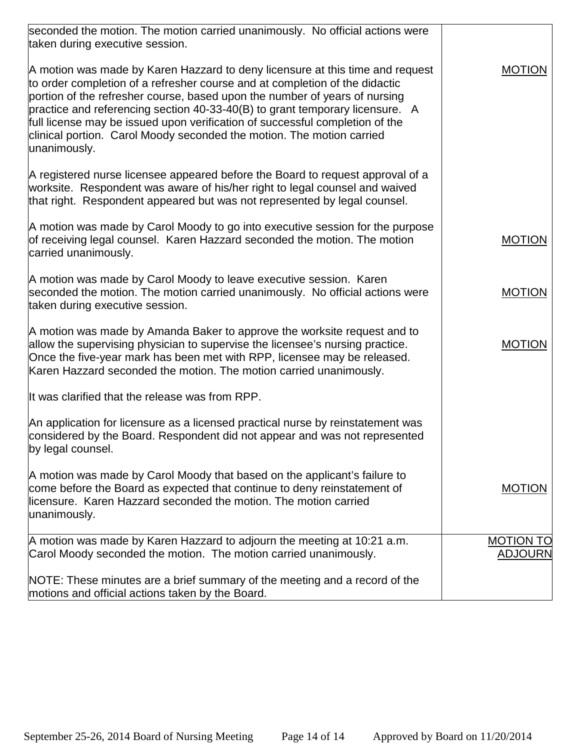| | |
|---|---|
| seconded the motion. The motion carried unanimously. No official actions were taken during executive session.<br><br>A motion was made by Karen Hazzard to deny licensure at this time and request to order completion of a refresher course and at completion of the didactic portion of the refresher course, based upon the number of years of nursing practice and referencing section 40-33-40(B) to grant temporary licensure. A full license may be issued upon verification of successful completion of the clinical portion. Carol Moody seconded the motion. The motion carried unanimously.<br><br>A registered nurse licensee appeared before the Board to request approval of a worksite. Respondent was aware of his/her right to legal counsel and waived that right. Respondent appeared but was not represented by legal counsel.<br><br>A motion was made by Carol Moody to go into executive session for the purpose of receiving legal counsel. Karen Hazzard seconded the motion. The motion carried unanimously.<br><br>A motion was made by Carol Moody to leave executive session. Karen seconded the motion. The motion carried unanimously. No official actions were taken during executive session.<br><br>A motion was made by Amanda Baker to approve the worksite request and to allow the supervising physician to supervise the licensee's nursing practice. Once the five-year mark has been met with RPP, licensee may be released. Karen Hazzard seconded the motion. The motion carried unanimously.<br><br>It was clarified that the release was from RPP.<br><br>An application for licensure as a licensed practical nurse by reinstatement was considered by the Board. Respondent did not appear and was not represented by legal counsel.<br><br>A motion was made by Carol Moody that based on the applicant's failure to come before the Board as expected that continue to deny reinstatement of licensure. Karen Hazzard seconded the motion. The motion carried unanimously. | MOTION<br><br>MOTION<br><br>MOTION<br><br>MOTION<br><br>MOTION |
| A motion was made by Karen Hazzard to adjourn the meeting at 10:21 a.m. Carol Moody seconded the motion. The motion carried unanimously.<br><br>NOTE: These minutes are a brief summary of the meeting and a record of the motions and official actions taken by the Board. | MOTION TO ADJOURN |

September 25-26, 2014 Board of Nursing Meeting Approved by Board on 11/20/2014